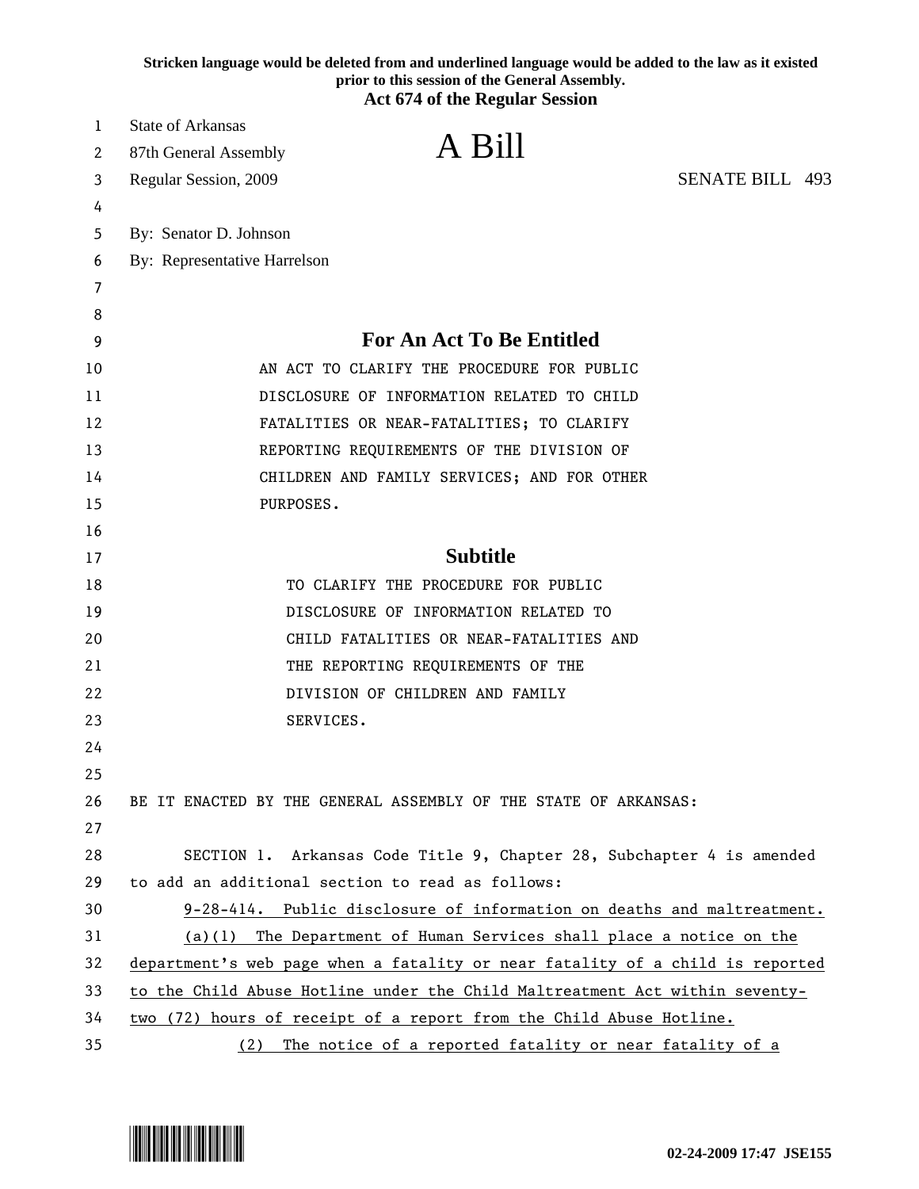**Stricken language would be deleted from and underlined language would be added to the law as it existed prior to this session of the General Assembly.**

**Act 674 of the Regular Session**

State of Arkansas
87th General Assembly
Regular Session, 2009

# A Bill

SENATE BILL 493

By: Senator D. Johnson
By: Representative Harrelson

## For An Act To Be Entitled

AN ACT TO CLARIFY THE PROCEDURE FOR PUBLIC DISCLOSURE OF INFORMATION RELATED TO CHILD FATALITIES OR NEAR-FATALITIES; TO CLARIFY REPORTING REQUIREMENTS OF THE DIVISION OF CHILDREN AND FAMILY SERVICES; AND FOR OTHER PURPOSES.

## Subtitle

TO CLARIFY THE PROCEDURE FOR PUBLIC DISCLOSURE OF INFORMATION RELATED TO CHILD FATALITIES OR NEAR-FATALITIES AND THE REPORTING REQUIREMENTS OF THE DIVISION OF CHILDREN AND FAMILY SERVICES.

BE IT ENACTED BY THE GENERAL ASSEMBLY OF THE STATE OF ARKANSAS:

SECTION 1. Arkansas Code Title 9, Chapter 28, Subchapter 4 is amended to add an additional section to read as follows:

<u>9-28-414. Public disclosure of information on deaths and maltreatment.</u>

<u>(a)(1) The Department of Human Services shall place a notice on the department's web page when a fatality or near fatality of a child is reported to the Child Abuse Hotline under the Child Maltreatment Act within seventy-two (72) hours of receipt of a report from the Child Abuse Hotline.</u>

<u>(2) The notice of a reported fatality or near fatality of a</u>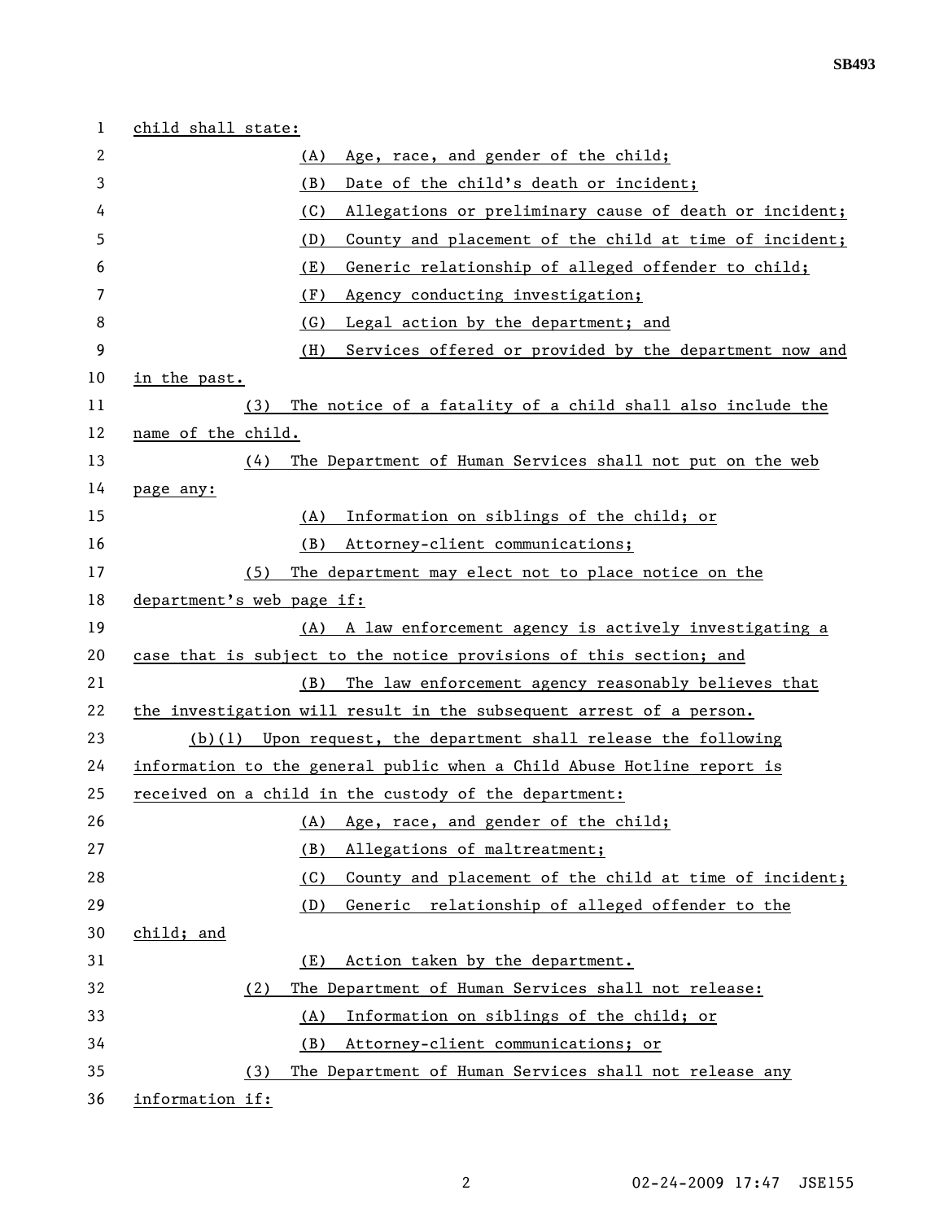child shall state:

(A) Age, race, and gender of the child;

(B) Date of the child's death or incident;

(C) Allegations or preliminary cause of death or incident;

(D) County and placement of the child at time of incident;

(E) Generic relationship of alleged offender to child;

(F) Agency conducting investigation;

(G) Legal action by the department; and

(H) Services offered or provided by the department now and in the past.

(3) The notice of a fatality of a child shall also include the name of the child.

(4) The Department of Human Services shall not put on the web page any:

(A) Information on siblings of the child; or

(B) Attorney-client communications;

(5) The department may elect not to place notice on the department's web page if:

(A) A law enforcement agency is actively investigating a case that is subject to the notice provisions of this section; and

(B) The law enforcement agency reasonably believes that the investigation will result in the subsequent arrest of a person.

(b)(1) Upon request, the department shall release the following information to the general public when a Child Abuse Hotline report is received on a child in the custody of the department:

(A) Age, race, and gender of the child;

(B) Allegations of maltreatment;

(C) County and placement of the child at time of incident;

(D) Generic relationship of alleged offender to the child; and

(E) Action taken by the department.

(2) The Department of Human Services shall not release:

(A) Information on siblings of the child; or

(B) Attorney-client communications; or

(3) The Department of Human Services shall not release any information if: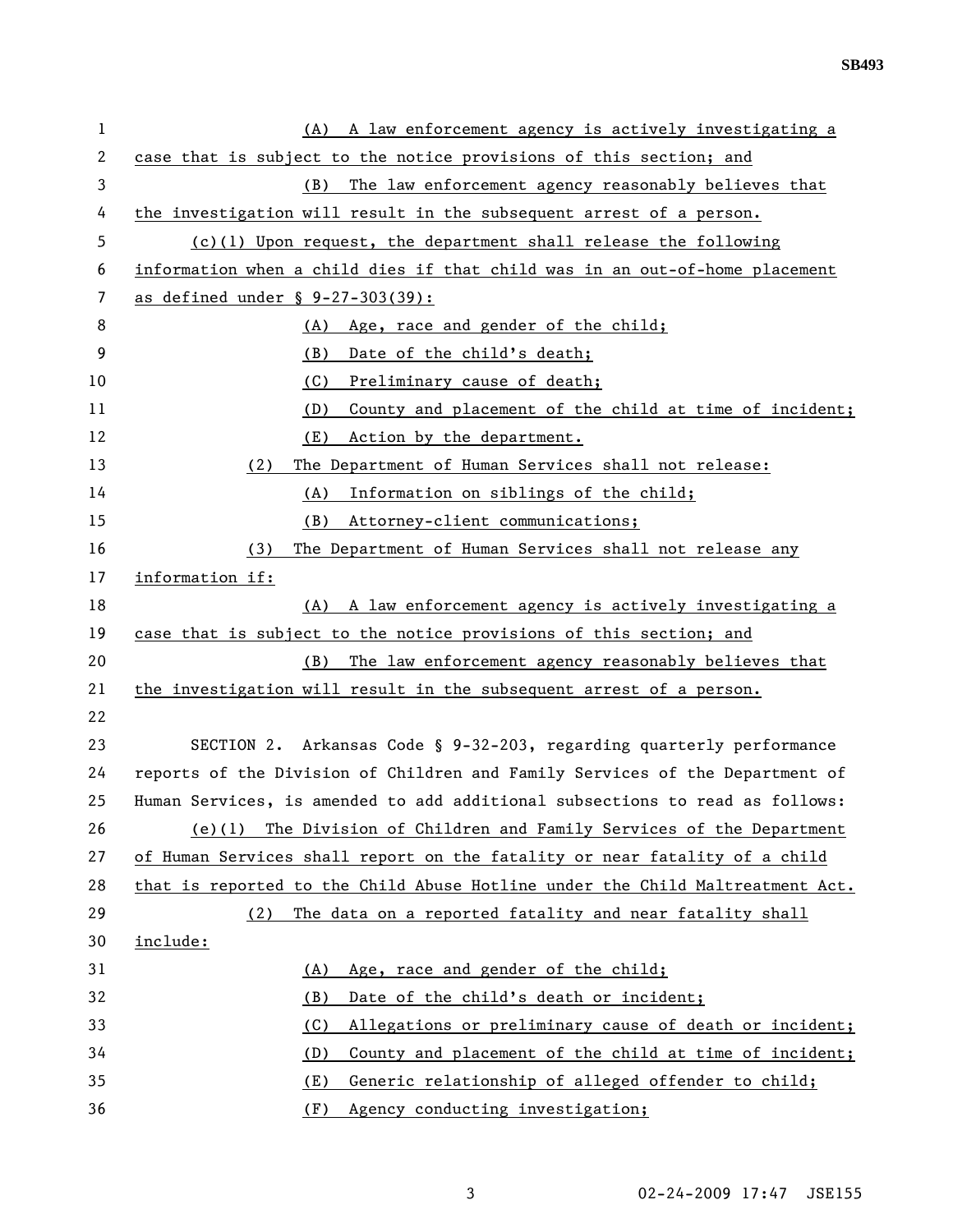(A) A law enforcement agency is actively investigating a case that is subject to the notice provisions of this section; and

(B) The law enforcement agency reasonably believes that the investigation will result in the subsequent arrest of a person.

(c)(1) Upon request, the department shall release the following information when a child dies if that child was in an out-of-home placement as defined under § 9-27-303(39):

(A) Age, race and gender of the child;

(B) Date of the child's death;

(C) Preliminary cause of death;

(D) County and placement of the child at time of incident;

(E) Action by the department.

(2) The Department of Human Services shall not release:

(A) Information on siblings of the child;

(B) Attorney-client communications;

(3) The Department of Human Services shall not release any information if:

(A) A law enforcement agency is actively investigating a case that is subject to the notice provisions of this section; and

(B) The law enforcement agency reasonably believes that the investigation will result in the subsequent arrest of a person.

SECTION 2. Arkansas Code § 9-32-203, regarding quarterly performance reports of the Division of Children and Family Services of the Department of Human Services, is amended to add additional subsections to read as follows:

(e)(1) The Division of Children and Family Services of the Department of Human Services shall report on the fatality or near fatality of a child that is reported to the Child Abuse Hotline under the Child Maltreatment Act.

(2) The data on a reported fatality and near fatality shall include:

(A) Age, race and gender of the child;

(B) Date of the child's death or incident;

(C) Allegations or preliminary cause of death or incident;

(D) County and placement of the child at time of incident;

(E) Generic relationship of alleged offender to child;

(F) Agency conducting investigation;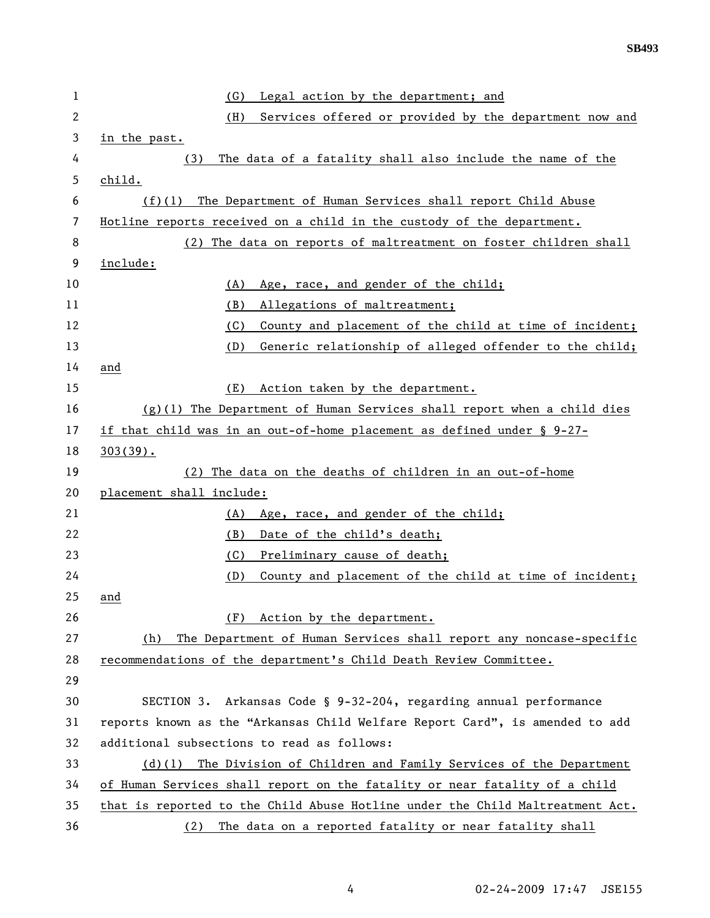(G) Legal action by the department; and

(H) Services offered or provided by the department now and in the past.

(3) The data of a fatality shall also include the name of the child.

(f)(1) The Department of Human Services shall report Child Abuse Hotline reports received on a child in the custody of the department.

(2) The data on reports of maltreatment on foster children shall include:

(A) Age, race, and gender of the child;

(B) Allegations of maltreatment;

(C) County and placement of the child at time of incident;

(D) Generic relationship of alleged offender to the child; and

(E) Action taken by the department.

(g)(1) The Department of Human Services shall report when a child dies if that child was in an out-of-home placement as defined under § 9-27-303(39).

(2) The data on the deaths of children in an out-of-home placement shall include:

(A) Age, race, and gender of the child;

(B) Date of the child's death;

(C) Preliminary cause of death;

(D) County and placement of the child at time of incident; and

(F) Action by the department.

(h) The Department of Human Services shall report any noncase-specific recommendations of the department's Child Death Review Committee.

SECTION 3. Arkansas Code § 9-32-204, regarding annual performance reports known as the "Arkansas Child Welfare Report Card", is amended to add additional subsections to read as follows:

(d)(1) The Division of Children and Family Services of the Department of Human Services shall report on the fatality or near fatality of a child that is reported to the Child Abuse Hotline under the Child Maltreatment Act.

(2) The data on a reported fatality or near fatality shall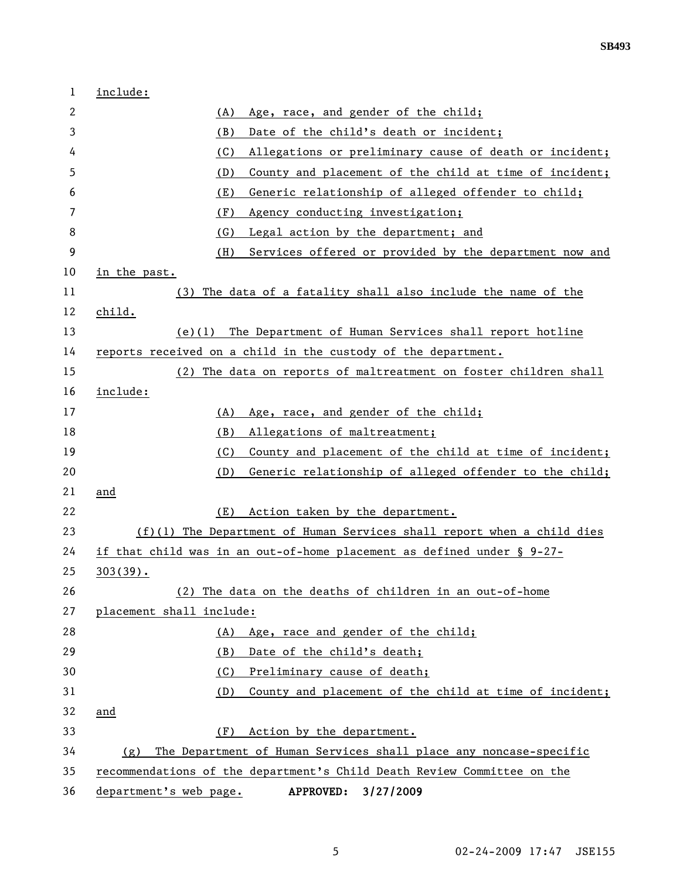include:

(A) Age, race, and gender of the child;

(B) Date of the child's death or incident;

(C) Allegations or preliminary cause of death or incident;

(D) County and placement of the child at time of incident;

(E) Generic relationship of alleged offender to child;

(F) Agency conducting investigation;

(G) Legal action by the department; and

(H) Services offered or provided by the department now and in the past.

(3) The data of a fatality shall also include the name of the child.

(e)(1) The Department of Human Services shall report hotline reports received on a child in the custody of the department.

(2) The data on reports of maltreatment on foster children shall include:

(A) Age, race, and gender of the child;

(B) Allegations of maltreatment;

(C) County and placement of the child at time of incident;

(D) Generic relationship of alleged offender to the child; and

(E) Action taken by the department.

(f)(1) The Department of Human Services shall report when a child dies if that child was in an out-of-home placement as defined under § 9-27-303(39).

(2) The data on the deaths of children in an out-of-home placement shall include:

(A) Age, race and gender of the child;

(B) Date of the child's death;

(C) Preliminary cause of death;

(D) County and placement of the child at time of incident; and

(F) Action by the department.

(g) The Department of Human Services shall place any noncase-specific recommendations of the department's Child Death Review Committee on the department's web page.

**APPROVED: 3/27/2009**

02-24-2009 17:47 JSE155